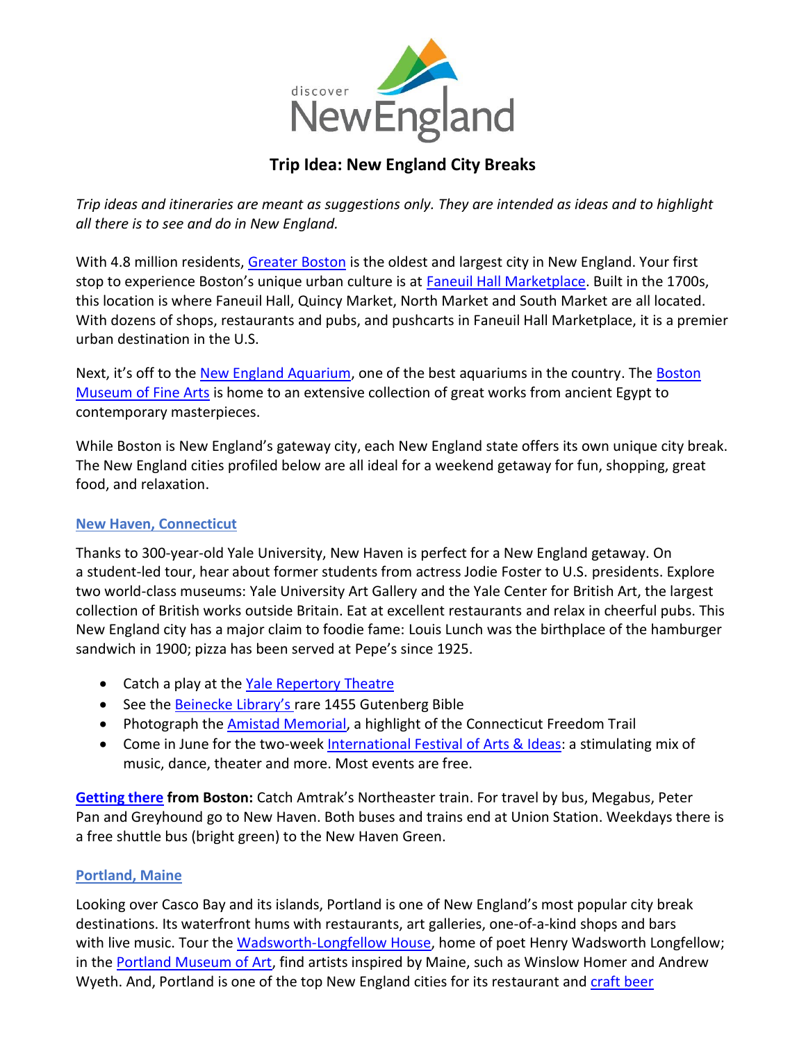discover NewEngland

# Trip Idea: New England City Breaks

*Trip ideas and itineraries are meant as suggestions only. They are intended as ideas and to highlight all there is to see and do in New England.*

With 4.8 million residents, Greater Boston is the oldest and largest city in New England. Your first stop to experience Boston's unique urban culture is at Faneuil Hall Marketplace. Built in the 1700s, this location is where Faneuil Hall, Quincy Market, North Market and South Market are all located. With dozens of shops, restaurants and pubs, and pushcarts in Faneuil Hall Marketplace, it is a premier urban destination in the U.S.

Next, it's off to the New England Aquarium, one of the best aquariums in the country. The Boston Museum of Fine Arts is home to an extensive collection of great works from ancient Egypt to contemporary masterpieces.

While Boston is New England's gateway city, each New England state offers its own unique city break. The New England cities profiled below are all ideal for a weekend getaway for fun, shopping, great food, and relaxation.

## New Haven, Connecticut

Thanks to 300-year-old Yale University, New Haven is perfect for a New England getaway. On a student-led tour, hear about former students from actress Jodie Foster to U.S. presidents. Explore two world-class museums: Yale University Art Gallery and the Yale Center for British Art, the largest collection of British works outside Britain. Eat at excellent restaurants and relax in cheerful pubs. This New England city has a major claim to foodie fame: Louis Lunch was the birthplace of the hamburger sandwich in 1900; pizza has been served at Pepe's since 1925.

- Catch a play at the Yale Repertory Theatre
- See the Beinecke Library's rare 1455 Gutenberg Bible
- Photograph the Amistad Memorial, a highlight of the Connecticut Freedom Trail
- Come in June for the two-week International Festival of Arts & Ideas: a stimulating mix of music, dance, theater and more. Most events are free.

**Getting there from Boston:** Catch Amtrak's Northeaster train. For travel by bus, Megabus, Peter Pan and Greyhound go to New Haven. Both buses and trains end at Union Station. Weekdays there is a free shuttle bus (bright green) to the New Haven Green.

## Portland, Maine

Looking over Casco Bay and its islands, Portland is one of New England's most popular city break destinations. Its waterfront hums with restaurants, art galleries, one-of-a-kind shops and bars with live music. Tour the Wadsworth-Longfellow House, home of poet Henry Wadsworth Longfellow; in the Portland Museum of Art, find artists inspired by Maine, such as Winslow Homer and Andrew Wyeth. And, Portland is one of the top New England cities for its restaurant and craft beer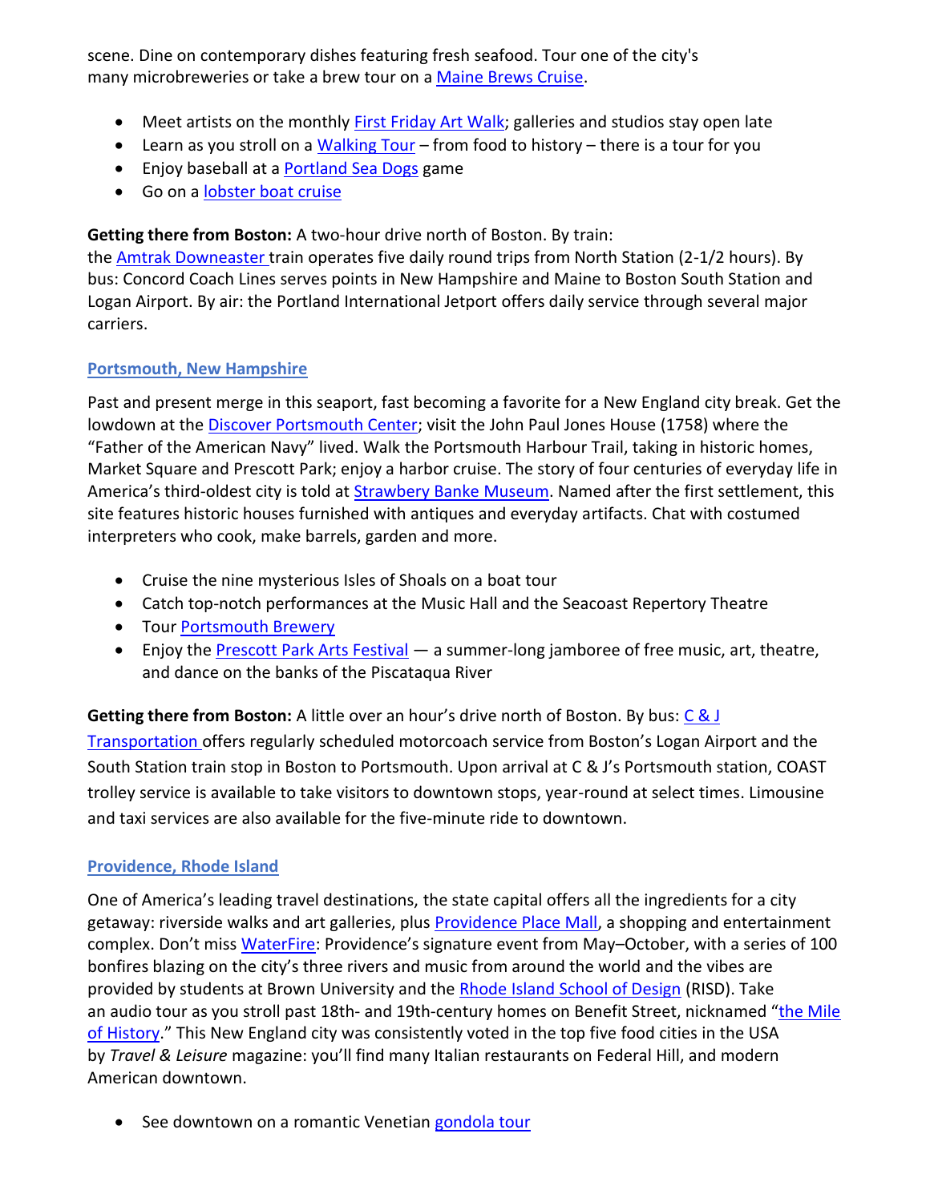scene. Dine on contemporary dishes featuring fresh seafood. Tour one of the city's many microbreweries or take a brew tour on a Maine Brews Cruise.

- Meet artists on the monthly First Friday Art Walk; galleries and studios stay open late
- Learn as you stroll on a Walking Tour – from food to history – there is a tour for you
- Enjoy baseball at a Portland Sea Dogs game
- Go on a lobster boat cruise

**Getting there from Boston:** A two-hour drive north of Boston. By train: the Amtrak Downeaster train operates five daily round trips from North Station (2-1/2 hours). By bus: Concord Coach Lines serves points in New Hampshire and Maine to Boston South Station and Logan Airport. By air: the Portland International Jetport offers daily service through several major carriers.

### Portsmouth, New Hampshire

Past and present merge in this seaport, fast becoming a favorite for a New England city break. Get the lowdown at the Discover Portsmouth Center; visit the John Paul Jones House (1758) where the "Father of the American Navy" lived. Walk the Portsmouth Harbour Trail, taking in historic homes, Market Square and Prescott Park; enjoy a harbor cruise. The story of four centuries of everyday life in America's third-oldest city is told at Strawbery Banke Museum. Named after the first settlement, this site features historic houses furnished with antiques and everyday artifacts. Chat with costumed interpreters who cook, make barrels, garden and more.

- Cruise the nine mysterious Isles of Shoals on a boat tour
- Catch top-notch performances at the Music Hall and the Seacoast Repertory Theatre
- Tour Portsmouth Brewery
- Enjoy the Prescott Park Arts Festival — a summer-long jamboree of free music, art, theatre, and dance on the banks of the Piscataqua River

**Getting there from Boston:** A little over an hour's drive north of Boston. By bus: C & J Transportation offers regularly scheduled motorcoach service from Boston's Logan Airport and the South Station train stop in Boston to Portsmouth. Upon arrival at C & J's Portsmouth station, COAST trolley service is available to take visitors to downtown stops, year-round at select times. Limousine and taxi services are also available for the five-minute ride to downtown.

### Providence, Rhode Island

One of America's leading travel destinations, the state capital offers all the ingredients for a city getaway: riverside walks and art galleries, plus Providence Place Mall, a shopping and entertainment complex. Don't miss WaterFire: Providence's signature event from May–October, with a series of 100 bonfires blazing on the city's three rivers and music from around the world and the vibes are provided by students at Brown University and the Rhode Island School of Design (RISD). Take an audio tour as you stroll past 18th- and 19th-century homes on Benefit Street, nicknamed "the Mile of History." This New England city was consistently voted in the top five food cities in the USA by *Travel & Leisure* magazine: you'll find many Italian restaurants on Federal Hill, and modern American downtown.

- See downtown on a romantic Venetian gondola tour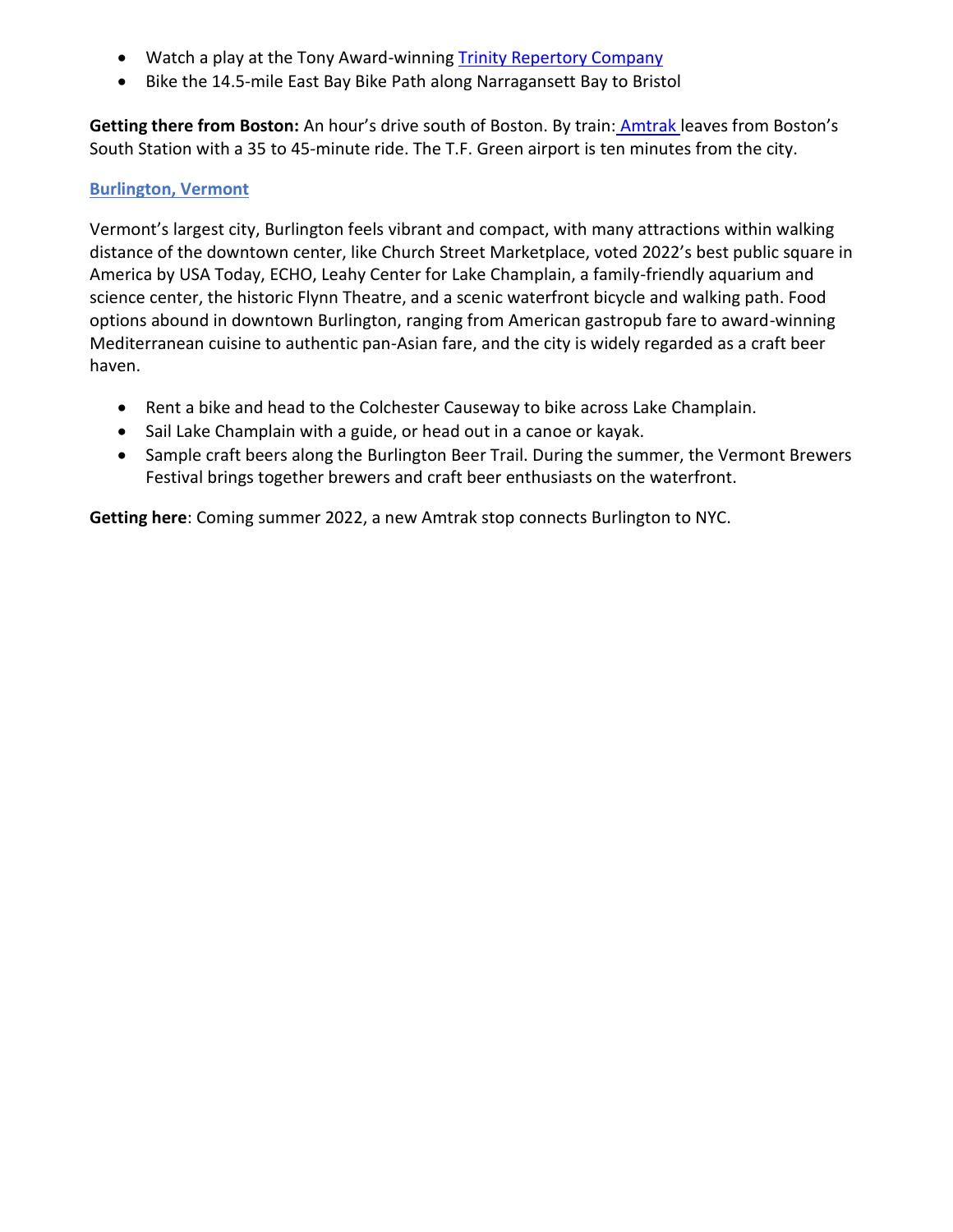- Watch a play at the Tony Award-winning Trinity Repertory Company
- Bike the 14.5-mile East Bay Bike Path along Narragansett Bay to Bristol

**Getting there from Boston:** An hour's drive south of Boston. By train: Amtrak leaves from Boston's South Station with a 35 to 45-minute ride. The T.F. Green airport is ten minutes from the city.

### Burlington, Vermont

Vermont's largest city, Burlington feels vibrant and compact, with many attractions within walking distance of the downtown center, like Church Street Marketplace, voted 2022's best public square in America by USA Today, ECHO, Leahy Center for Lake Champlain, a family-friendly aquarium and science center, the historic Flynn Theatre, and a scenic waterfront bicycle and walking path. Food options abound in downtown Burlington, ranging from American gastropub fare to award-winning Mediterranean cuisine to authentic pan-Asian fare, and the city is widely regarded as a craft beer haven.

- Rent a bike and head to the Colchester Causeway to bike across Lake Champlain.
- Sail Lake Champlain with a guide, or head out in a canoe or kayak.
- Sample craft beers along the Burlington Beer Trail. During the summer, the Vermont Brewers Festival brings together brewers and craft beer enthusiasts on the waterfront.

**Getting here**: Coming summer 2022, a new Amtrak stop connects Burlington to NYC.